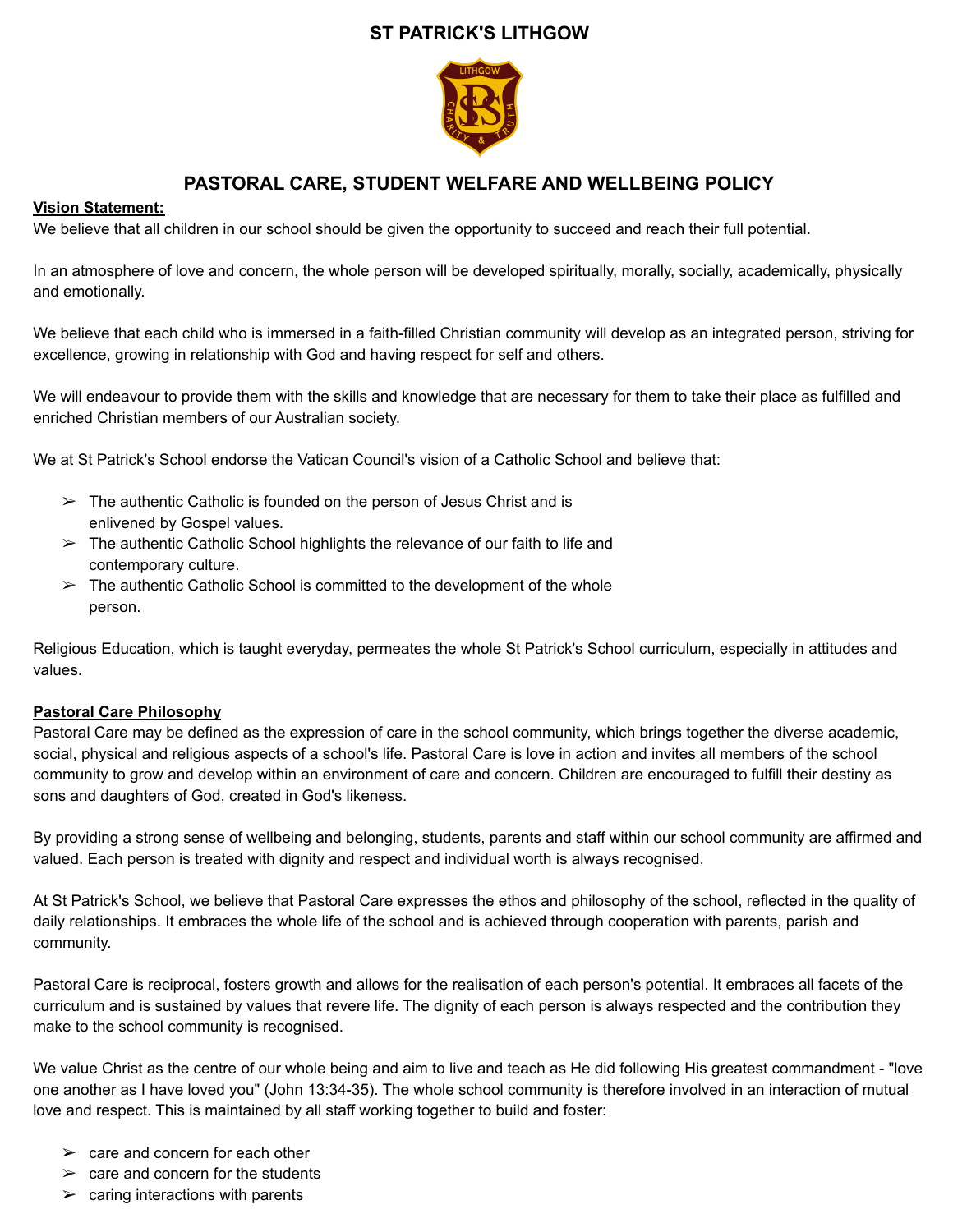# ST PATRICK'S LITHGOW

## PASTORAL CARE, STUDENT WELFARE AND WELLBEING POLICY

**Vision Statement:**

We believe that all children in our school should be given the opportunity to succeed and reach their full potential.

In an atmosphere of love and concern, the whole person will be developed spiritually, morally, socially, academically, physically and emotionally.

We believe that each child who is immersed in a faith-filled Christian community will develop as an integrated person, striving for excellence, growing in relationship with God and having respect for self and others.

We will endeavour to provide them with the skills and knowledge that are necessary for them to take their place as fulfilled and enriched Christian members of our Australian society.

We at St Patrick's School endorse the Vatican Council's vision of a Catholic School and believe that:

- The authentic Catholic is founded on the person of Jesus Christ and is enlivened by Gospel values.
- The authentic Catholic School highlights the relevance of our faith to life and contemporary culture.
- The authentic Catholic School is committed to the development of the whole person.

Religious Education, which is taught everyday, permeates the whole St Patrick's School curriculum, especially in attitudes and values.

**Pastoral Care Philosophy**

Pastoral Care may be defined as the expression of care in the school community, which brings together the diverse academic, social, physical and religious aspects of a school's life. Pastoral Care is love in action and invites all members of the school community to grow and develop within an environment of care and concern. Children are encouraged to fulfill their destiny as sons and daughters of God, created in God's likeness.

By providing a strong sense of wellbeing and belonging, students, parents and staff within our school community are affirmed and valued. Each person is treated with dignity and respect and individual worth is always recognised.

At St Patrick's School, we believe that Pastoral Care expresses the ethos and philosophy of the school, reflected in the quality of daily relationships. It embraces the whole life of the school and is achieved through cooperation with parents, parish and community.

Pastoral Care is reciprocal, fosters growth and allows for the realisation of each person's potential. It embraces all facets of the curriculum and is sustained by values that revere life. The dignity of each person is always respected and the contribution they make to the school community is recognised.

We value Christ as the centre of our whole being and aim to live and teach as He did following His greatest commandment - "love one another as I have loved you" (John 13:34-35). The whole school community is therefore involved in an interaction of mutual love and respect. This is maintained by all staff working together to build and foster:

- care and concern for each other
- care and concern for the students
- caring interactions with parents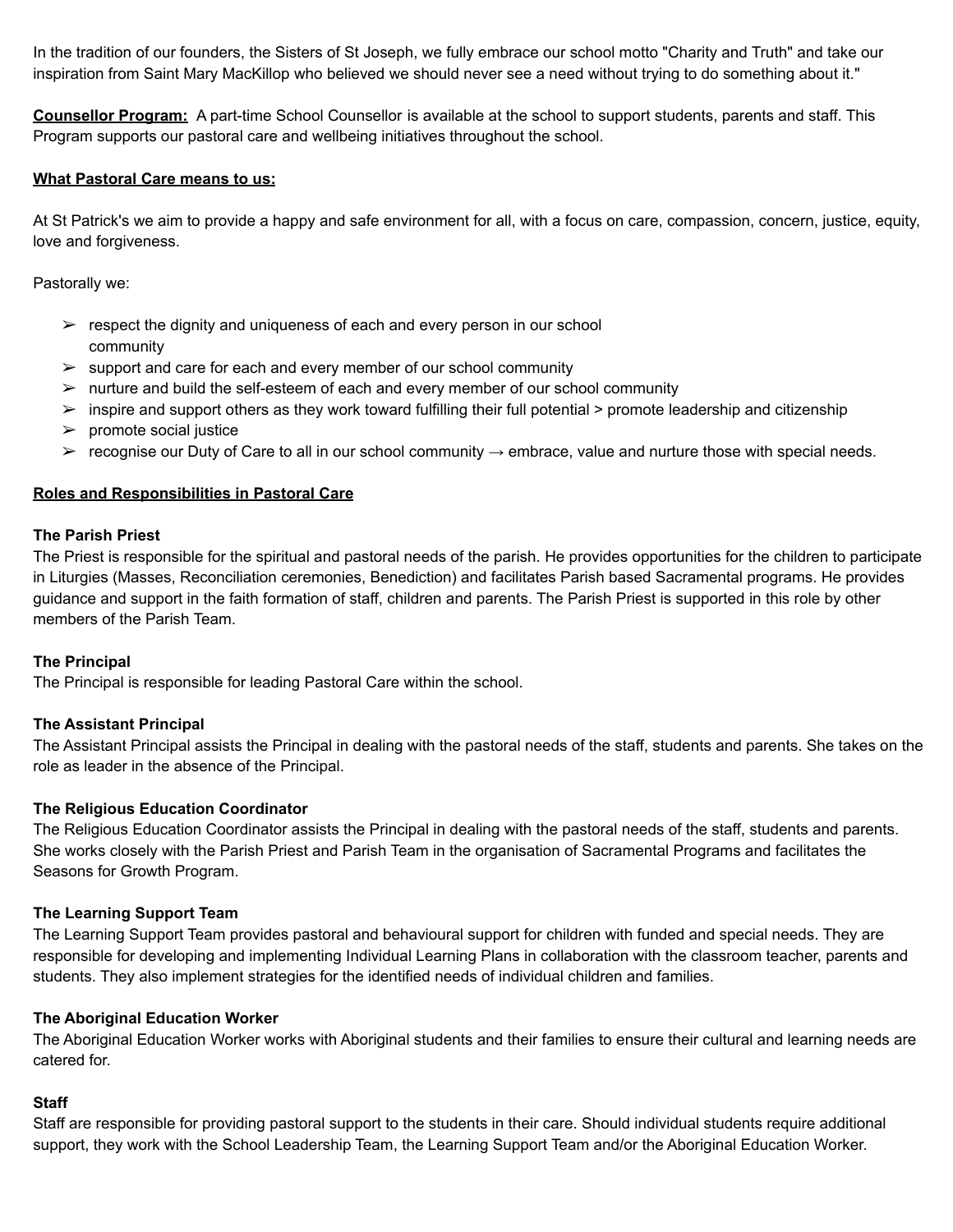In the tradition of our founders, the Sisters of St Joseph, we fully embrace our school motto "Charity and Truth" and take our inspiration from Saint Mary MacKillop who believed we should never see a need without trying to do something about it."

**Counsellor Program:** A part-time School Counsellor is available at the school to support students, parents and staff. This Program supports our pastoral care and wellbeing initiatives throughout the school.

**What Pastoral Care means to us:**

At St Patrick's we aim to provide a happy and safe environment for all, with a focus on care, compassion, concern, justice, equity, love and forgiveness.

Pastorally we:

- respect the dignity and uniqueness of each and every person in our school community
- support and care for each and every member of our school community
- nurture and build the self-esteem of each and every member of our school community
- inspire and support others as they work toward fulfilling their full potential > promote leadership and citizenship
- promote social justice
- recognise our Duty of Care to all in our school community → embrace, value and nurture those with special needs.

**Roles and Responsibilities in Pastoral Care**

**The Parish Priest**
The Priest is responsible for the spiritual and pastoral needs of the parish. He provides opportunities for the children to participate in Liturgies (Masses, Reconciliation ceremonies, Benediction) and facilitates Parish based Sacramental programs. He provides guidance and support in the faith formation of staff, children and parents. The Parish Priest is supported in this role by other members of the Parish Team.

**The Principal**
The Principal is responsible for leading Pastoral Care within the school.

**The Assistant Principal**
The Assistant Principal assists the Principal in dealing with the pastoral needs of the staff, students and parents. She takes on the role as leader in the absence of the Principal.

**The Religious Education Coordinator**
The Religious Education Coordinator assists the Principal in dealing with the pastoral needs of the staff, students and parents. She works closely with the Parish Priest and Parish Team in the organisation of Sacramental Programs and facilitates the Seasons for Growth Program.

**The Learning Support Team**
The Learning Support Team provides pastoral and behavioural support for children with funded and special needs. They are responsible for developing and implementing Individual Learning Plans in collaboration with the classroom teacher, parents and students. They also implement strategies for the identified needs of individual children and families.

**The Aboriginal Education Worker**
The Aboriginal Education Worker works with Aboriginal students and their families to ensure their cultural and learning needs are catered for.

**Staff**
Staff are responsible for providing pastoral support to the students in their care. Should individual students require additional support, they work with the School Leadership Team, the Learning Support Team and/or the Aboriginal Education Worker.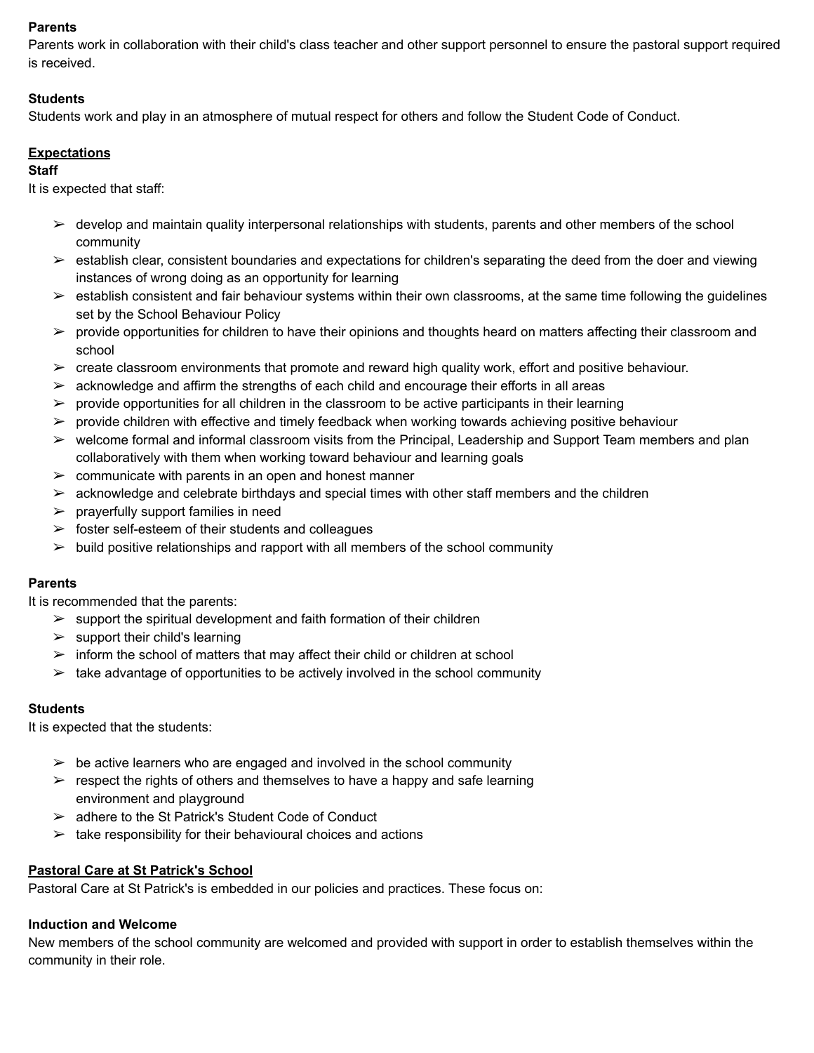**Parents**
Parents work in collaboration with their child's class teacher and other support personnel to ensure the pastoral support required is received.

**Students**
Students work and play in an atmosphere of mutual respect for others and follow the Student Code of Conduct.

## <u>Expectations</u>

**Staff**
It is expected that staff:

- develop and maintain quality interpersonal relationships with students, parents and other members of the school community
- establish clear, consistent boundaries and expectations for children's separating the deed from the doer and viewing instances of wrong doing as an opportunity for learning
- establish consistent and fair behaviour systems within their own classrooms, at the same time following the guidelines set by the School Behaviour Policy
- provide opportunities for children to have their opinions and thoughts heard on matters affecting their classroom and school
- create classroom environments that promote and reward high quality work, effort and positive behaviour.
- acknowledge and affirm the strengths of each child and encourage their efforts in all areas
- provide opportunities for all children in the classroom to be active participants in their learning
- provide children with effective and timely feedback when working towards achieving positive behaviour
- welcome formal and informal classroom visits from the Principal, Leadership and Support Team members and plan collaboratively with them when working toward behaviour and learning goals
- communicate with parents in an open and honest manner
- acknowledge and celebrate birthdays and special times with other staff members and the children
- prayerfully support families in need
- foster self-esteem of their students and colleagues
- build positive relationships and rapport with all members of the school community

**Parents**
It is recommended that the parents:

- support the spiritual development and faith formation of their children
- support their child's learning
- inform the school of matters that may affect their child or children at school
- take advantage of opportunities to be actively involved in the school community

**Students**
It is expected that the students:

- be active learners who are engaged and involved in the school community
- respect the rights of others and themselves to have a happy and safe learning environment and playground
- adhere to the St Patrick's Student Code of Conduct
- take responsibility for their behavioural choices and actions

## <u>Pastoral Care at St Patrick's School</u>

Pastoral Care at St Patrick's is embedded in our policies and practices. These focus on:

**Induction and Welcome**
New members of the school community are welcomed and provided with support in order to establish themselves within the community in their role.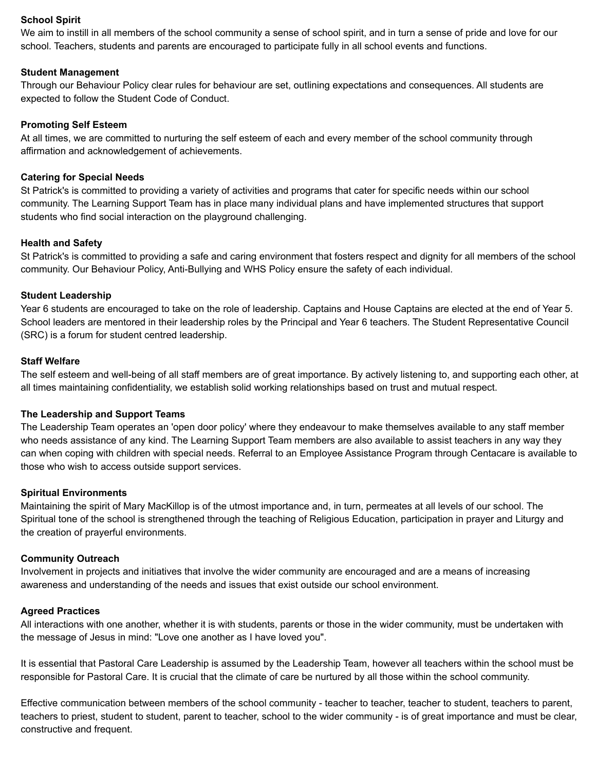**School Spirit**
We aim to instill in all members of the school community a sense of school spirit, and in turn a sense of pride and love for our school. Teachers, students and parents are encouraged to participate fully in all school events and functions.

**Student Management**
Through our Behaviour Policy clear rules for behaviour are set, outlining expectations and consequences. All students are expected to follow the Student Code of Conduct.

**Promoting Self Esteem**
At all times, we are committed to nurturing the self esteem of each and every member of the school community through affirmation and acknowledgement of achievements.

**Catering for Special Needs**
St Patrick's is committed to providing a variety of activities and programs that cater for specific needs within our school community. The Learning Support Team has in place many individual plans and have implemented structures that support students who find social interaction on the playground challenging.

**Health and Safety**
St Patrick's is committed to providing a safe and caring environment that fosters respect and dignity for all members of the school community. Our Behaviour Policy, Anti-Bullying and WHS Policy ensure the safety of each individual.

**Student Leadership**
Year 6 students are encouraged to take on the role of leadership. Captains and House Captains are elected at the end of Year 5. School leaders are mentored in their leadership roles by the Principal and Year 6 teachers. The Student Representative Council (SRC) is a forum for student centred leadership.

**Staff Welfare**
The self esteem and well-being of all staff members are of great importance. By actively listening to, and supporting each other, at all times maintaining confidentiality, we establish solid working relationships based on trust and mutual respect.

**The Leadership and Support Teams**
The Leadership Team operates an 'open door policy' where they endeavour to make themselves available to any staff member who needs assistance of any kind. The Learning Support Team members are also available to assist teachers in any way they can when coping with children with special needs. Referral to an Employee Assistance Program through Centacare is available to those who wish to access outside support services.

**Spiritual Environments**
Maintaining the spirit of Mary MacKillop is of the utmost importance and, in turn, permeates at all levels of our school. The Spiritual tone of the school is strengthened through the teaching of Religious Education, participation in prayer and Liturgy and the creation of prayerful environments.

**Community Outreach**
Involvement in projects and initiatives that involve the wider community are encouraged and are a means of increasing awareness and understanding of the needs and issues that exist outside our school environment.

**Agreed Practices**
All interactions with one another, whether it is with students, parents or those in the wider community, must be undertaken with the message of Jesus in mind: "Love one another as I have loved you".

It is essential that Pastoral Care Leadership is assumed by the Leadership Team, however all teachers within the school must be responsible for Pastoral Care. It is crucial that the climate of care be nurtured by all those within the school community.

Effective communication between members of the school community - teacher to teacher, teacher to student, teachers to parent, teachers to priest, student to student, parent to teacher, school to the wider community - is of great importance and must be clear, constructive and frequent.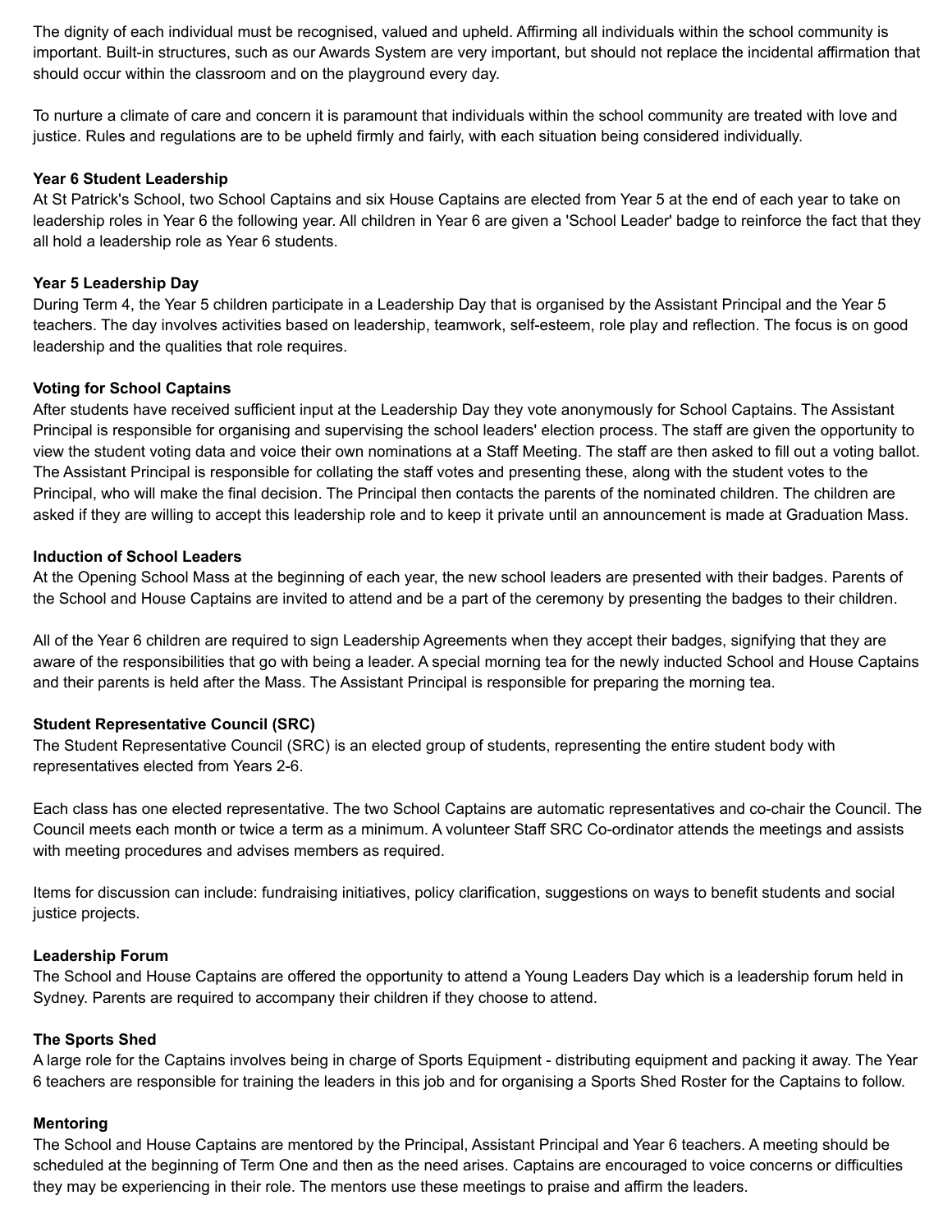The dignity of each individual must be recognised, valued and upheld. Affirming all individuals within the school community is important. Built-in structures, such as our Awards System are very important, but should not replace the incidental affirmation that should occur within the classroom and on the playground every day.

To nurture a climate of care and concern it is paramount that individuals within the school community are treated with love and justice. Rules and regulations are to be upheld firmly and fairly, with each situation being considered individually.

**Year 6 Student Leadership**

At St Patrick's School, two School Captains and six House Captains are elected from Year 5 at the end of each year to take on leadership roles in Year 6 the following year. All children in Year 6 are given a 'School Leader' badge to reinforce the fact that they all hold a leadership role as Year 6 students.

**Year 5 Leadership Day**

During Term 4, the Year 5 children participate in a Leadership Day that is organised by the Assistant Principal and the Year 5 teachers. The day involves activities based on leadership, teamwork, self-esteem, role play and reflection. The focus is on good leadership and the qualities that role requires.

**Voting for School Captains**

After students have received sufficient input at the Leadership Day they vote anonymously for School Captains. The Assistant Principal is responsible for organising and supervising the school leaders' election process. The staff are given the opportunity to view the student voting data and voice their own nominations at a Staff Meeting. The staff are then asked to fill out a voting ballot. The Assistant Principal is responsible for collating the staff votes and presenting these, along with the student votes to the Principal, who will make the final decision. The Principal then contacts the parents of the nominated children. The children are asked if they are willing to accept this leadership role and to keep it private until an announcement is made at Graduation Mass.

**Induction of School Leaders**

At the Opening School Mass at the beginning of each year, the new school leaders are presented with their badges. Parents of the School and House Captains are invited to attend and be a part of the ceremony by presenting the badges to their children.

All of the Year 6 children are required to sign Leadership Agreements when they accept their badges, signifying that they are aware of the responsibilities that go with being a leader. A special morning tea for the newly inducted School and House Captains and their parents is held after the Mass. The Assistant Principal is responsible for preparing the morning tea.

**Student Representative Council (SRC)**

The Student Representative Council (SRC) is an elected group of students, representing the entire student body with representatives elected from Years 2-6.

Each class has one elected representative. The two School Captains are automatic representatives and co-chair the Council. The Council meets each month or twice a term as a minimum. A volunteer Staff SRC Co-ordinator attends the meetings and assists with meeting procedures and advises members as required.

Items for discussion can include: fundraising initiatives, policy clarification, suggestions on ways to benefit students and social justice projects.

**Leadership Forum**

The School and House Captains are offered the opportunity to attend a Young Leaders Day which is a leadership forum held in Sydney. Parents are required to accompany their children if they choose to attend.

**The Sports Shed**

A large role for the Captains involves being in charge of Sports Equipment - distributing equipment and packing it away. The Year 6 teachers are responsible for training the leaders in this job and for organising a Sports Shed Roster for the Captains to follow.

**Mentoring**

The School and House Captains are mentored by the Principal, Assistant Principal and Year 6 teachers. A meeting should be scheduled at the beginning of Term One and then as the need arises. Captains are encouraged to voice concerns or difficulties they may be experiencing in their role. The mentors use these meetings to praise and affirm the leaders.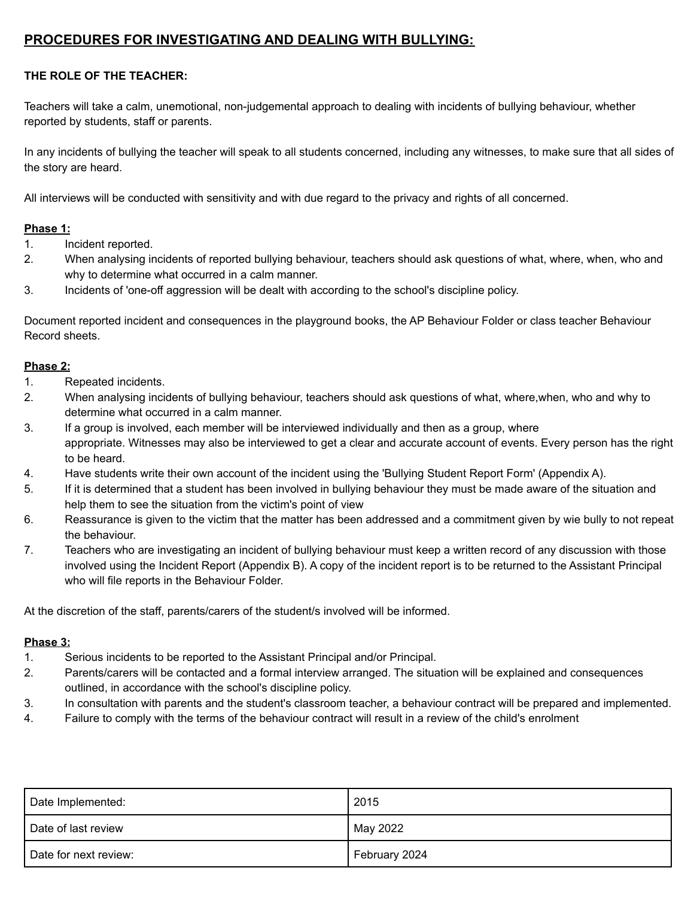## PROCEDURES FOR INVESTIGATING AND DEALING WITH BULLYING:

**THE ROLE OF THE TEACHER:**

Teachers will take a calm, unemotional, non-judgemental approach to dealing with incidents of bullying behaviour, whether reported by students, staff or parents.

In any incidents of bullying the teacher will speak to all students concerned, including any witnesses, to make sure that all sides of the story are heard.

All interviews will be conducted with sensitivity and with due regard to the privacy and rights of all concerned.

**Phase 1:**

1. Incident reported.
2. When analysing incidents of reported bullying behaviour, teachers should ask questions of what, where, when, who and why to determine what occurred in a calm manner.
3. Incidents of 'one-off aggression will be dealt with according to the school's discipline policy.

Document reported incident and consequences in the playground books, the AP Behaviour Folder or class teacher Behaviour Record sheets.

**Phase 2:**

1. Repeated incidents.
2. When analysing incidents of bullying behaviour, teachers should ask questions of what, where,when, who and why to determine what occurred in a calm manner.
3. If a group is involved, each member will be interviewed individually and then as a group, where appropriate. Witnesses may also be interviewed to get a clear and accurate account of events. Every person has the right to be heard.
4. Have students write their own account of the incident using the 'Bullying Student Report Form' (Appendix A).
5. If it is determined that a student has been involved in bullying behaviour they must be made aware of the situation and help them to see the situation from the victim's point of view
6. Reassurance is given to the victim that the matter has been addressed and a commitment given by wie bully to not repeat the behaviour.
7. Teachers who are investigating an incident of bullying behaviour must keep a written record of any discussion with those involved using the Incident Report (Appendix B). A copy of the incident report is to be returned to the Assistant Principal who will file reports in the Behaviour Folder.

At the discretion of the staff, parents/carers of the student/s involved will be informed.

**Phase 3:**

1. Serious incidents to be reported to the Assistant Principal and/or Principal.
2. Parents/carers will be contacted and a formal interview arranged. The situation will be explained and consequences outlined, in accordance with the school's discipline policy.
3. In consultation with parents and the student's classroom teacher, a behaviour contract will be prepared and implemented.
4. Failure to comply with the terms of the behaviour contract will result in a review of the child's enrolment

| | |
|---|---|
| Date Implemented: | 2015 |
| Date of last review | May 2022 |
| Date for next review: | February 2024 |